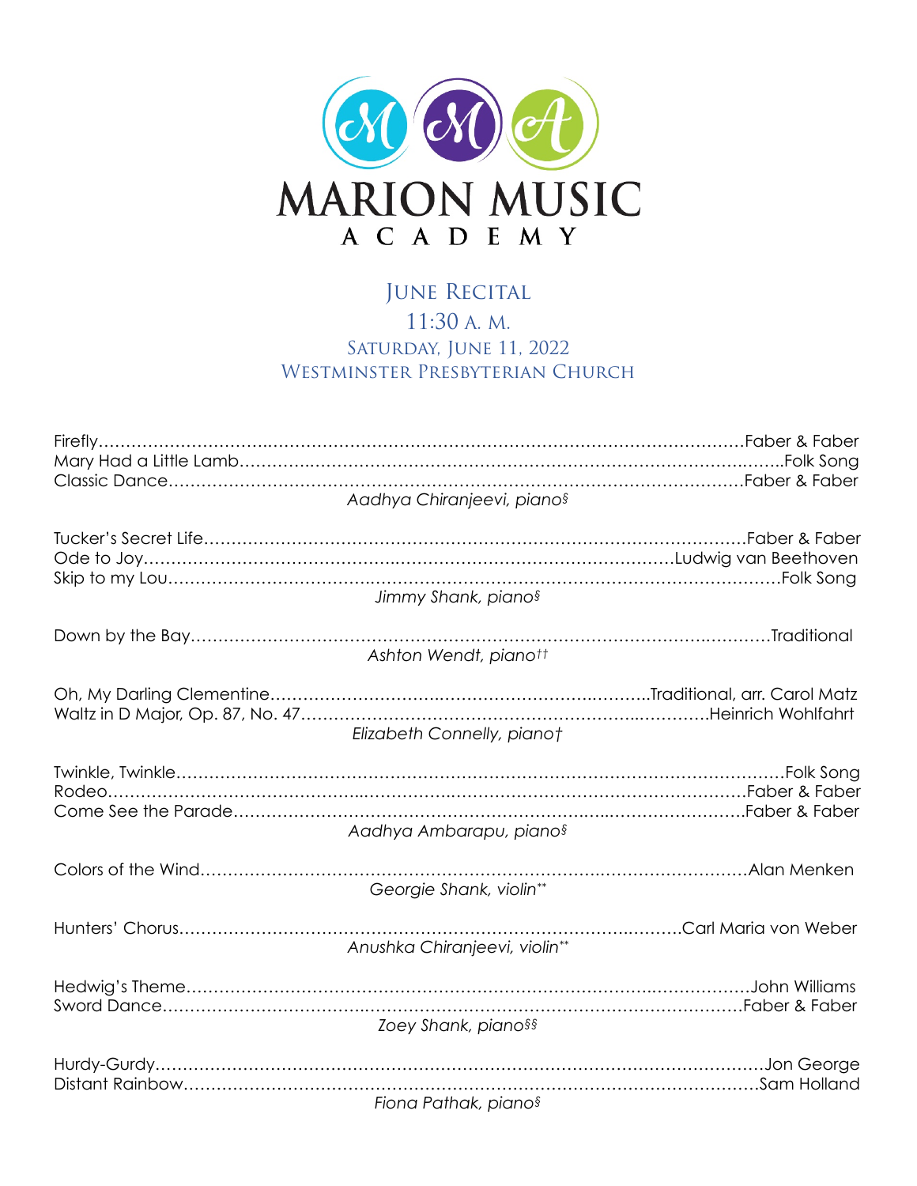# MARION MUSIC ACADEMY

## June Recital

11:30 A. M.
Saturday, June 11, 2022
Westminster Presbyterian Church

Firefly……………………………………………………………………………Faber & Faber
Mary Had a Little Lamb……………………………………………………………Folk Song
Classic Dance………………………………………………………………………Faber & Faber

*Aadhya Chiranjeevi, piano§*

Tucker's Secret Life…………………………………………………………………Faber & Faber
Ode to Joy………………………………………………………………………Ludwig van Beethoven
Skip to my Lou……………………………………………………………………Folk Song

*Jimmy Shank, piano§*

Down by the Bay……………………………………………………………………Traditional

*Ashton Wendt, piano††*

Oh, My Darling Clementine……………………………………………Traditional, arr. Carol Matz
Waltz in D Major, Op. 87, No. 47………………………………………………Heinrich Wohlfahrt

*Elizabeth Connelly, piano†*

Twinkle, Twinkle……………………………………………………………………Folk Song
Rodeo………………………………………………………………………………Faber & Faber
Come See the Parade………………………………………………………………Faber & Faber

*Aadhya Ambarapu, piano§*

Colors of the Wind…………………………………………………………………Alan Menken

*Georgie Shank, violin\*\**

Hunters' Chorus……………………………………………………………Carl Maria von Weber

*Anushka Chiranjeevi, violin\*\**

Hedwig's Theme……………………………………………………………………John Williams
Sword Dance………………………………………………………………………Faber & Faber

*Zoey Shank, piano§§*

Hurdy-Gurdy…………………………………………………………………………Jon George
Distant Rainbow……………………………………………………………………Sam Holland

*Fiona Pathak, piano§*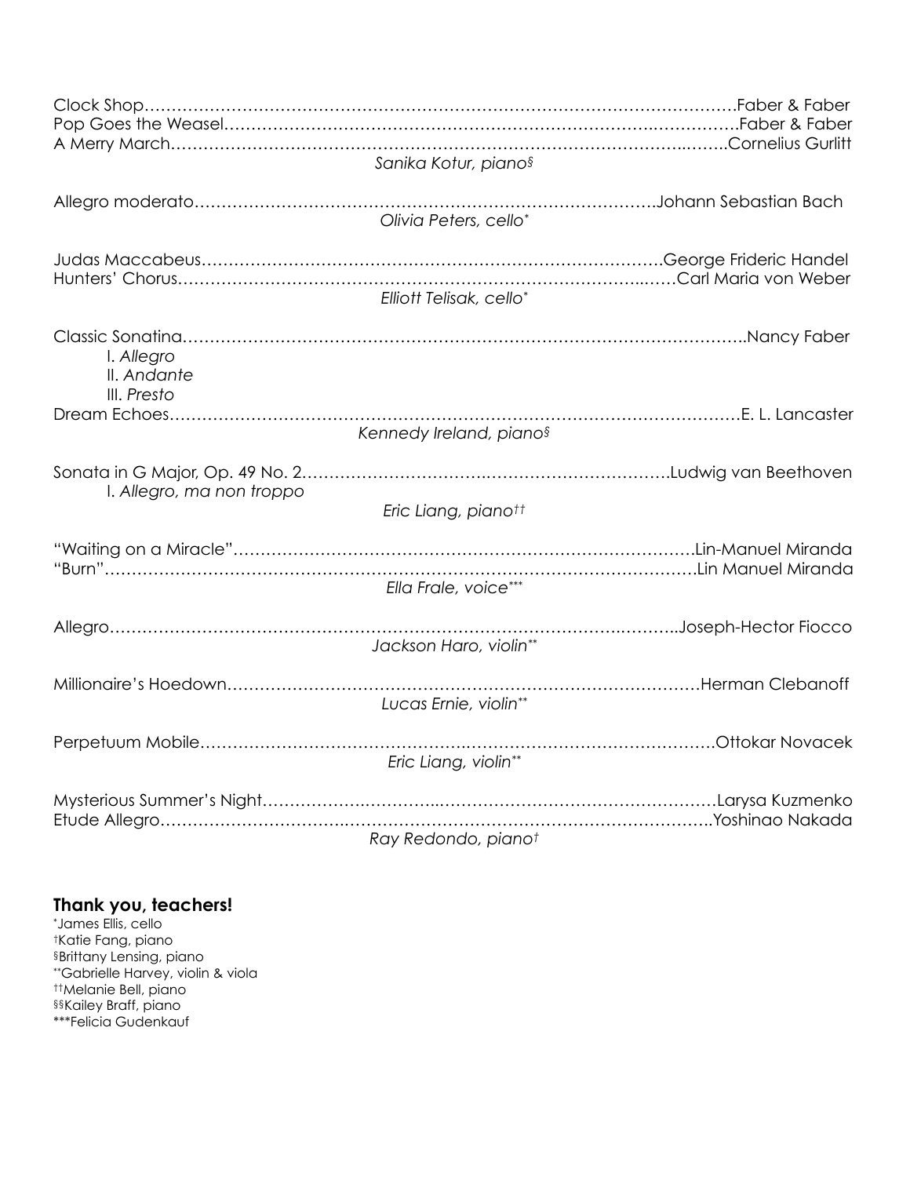Clock Shop……………………………………………………………………………………………Faber & Faber
Pop Goes the Weasel…………………………………………………………………………………Faber & Faber
A Merry March…………………………………………………………………………………Cornelius Gurlitt

*Sanika Kotur, piano§*

Allegro moderato…………………………………………………………………………Johann Sebastian Bach

*Olivia Peters, cello**

Judas Maccabeus…………………………………………………………………………George Frideric Handel
Hunters' Chorus…………………………………………………………………………Carl Maria von Weber

*Elliott Telisak, cello**

Classic Sonatina……………………………………………………………………………………………Nancy Faber

I. *Allegro*
II. *Andante*
III. *Presto*

Dream Echoes…………………………………………………………………………………………E. L. Lancaster

*Kennedy Ireland, piano§*

Sonata in G Major, Op. 49 No. 2……………………………………………………………Ludwig van Beethoven

I. *Allegro, ma non troppo*

*Eric Liang, piano††*

"Waiting on a Miracle"……………………………………………………………………………Lin-Manuel Miranda
"Burn"……………………………………………………………………………………………Lin Manuel Miranda

*Ella Frale, voice****

Allegro…………………………………………………………………………………………Joseph-Hector Fiocco

*Jackson Haro, violin***

Millionaire's Hoedown……………………………………………………………………………Herman Clebanoff

*Lucas Ernie, violin***

Perpetuum Mobile…………………………………………………………………………………Ottokar Novacek

*Eric Liang, violin***

Mysterious Summer's Night…………………………………………………………………………Larysa Kuzmenko
Etude Allegro………………………………………………………………………………………Yoshinao Nakada

*Ray Redondo, piano†*

**Thank you, teachers!**

*James Ellis, cello
†Katie Fang, piano
§Brittany Lensing, piano
**Gabrielle Harvey, violin & viola
††Melanie Bell, piano
§§Kailey Braff, piano
***Felicia Gudenkauf